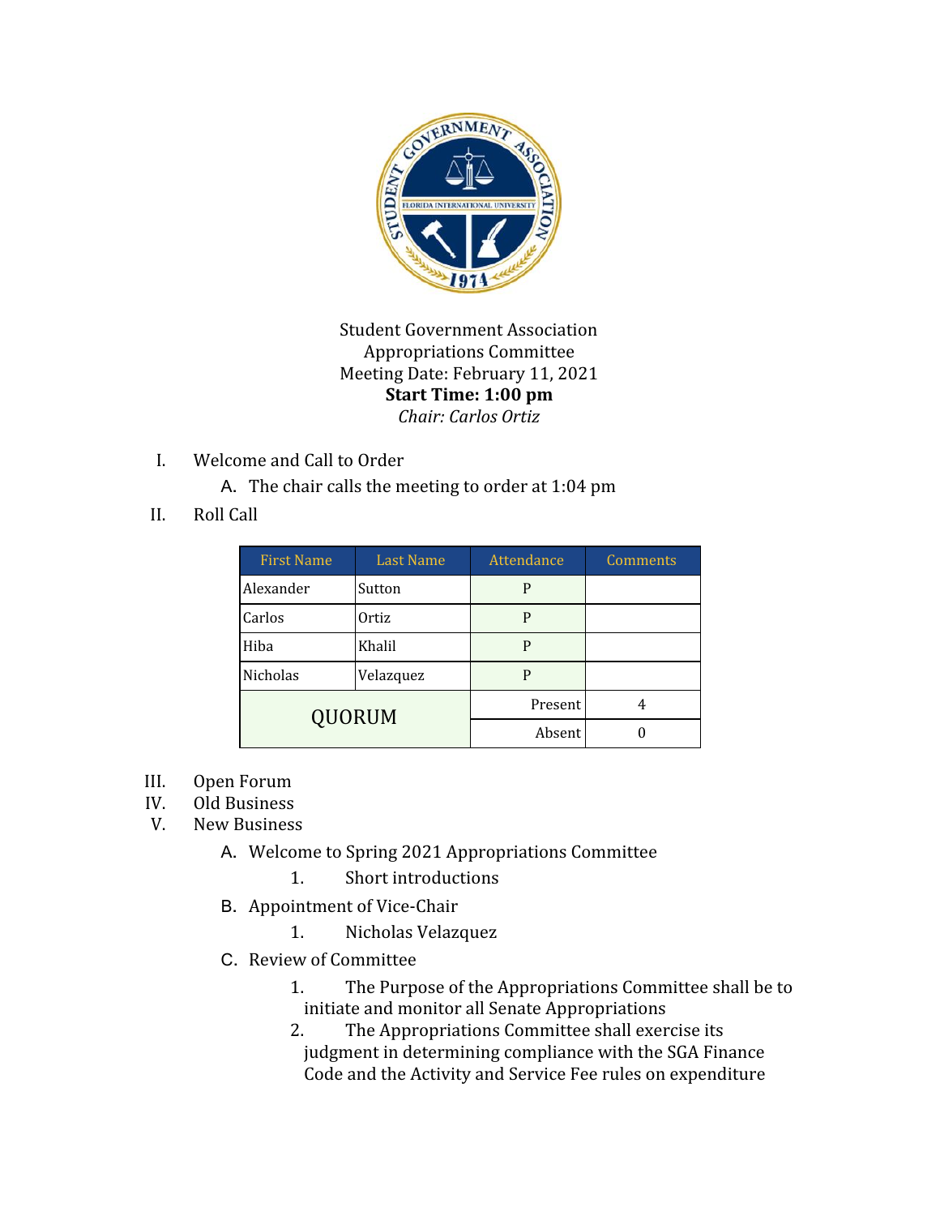Student Government Association
Appropriations Committee
Meeting Date: February 11, 2021
**Start Time: 1:00 pm**
*Chair: Carlos Ortiz*

I. Welcome and Call to Order
   A. The chair calls the meeting to order at 1:04 pm

II. Roll Call

| First Name | Last Name | Attendance | Comments |
|---|---|---|---|
| Alexander | Sutton | P | |
| Carlos | Ortiz | P | |
| Hiba | Khalil | P | |
| Nicholas | Velazquez | P | |
| QUORUM | | Present | 4 |
| | | Absent | 0 |

III. Open Forum

IV. Old Business

V. New Business
   A. Welcome to Spring 2021 Appropriations Committee
      1. Short introductions
   B. Appointment of Vice-Chair
      1. Nicholas Velazquez
   C. Review of Committee
      1. The Purpose of the Appropriations Committee shall be to initiate and monitor all Senate Appropriations
      2. The Appropriations Committee shall exercise its judgment in determining compliance with the SGA Finance Code and the Activity and Service Fee rules on expenditure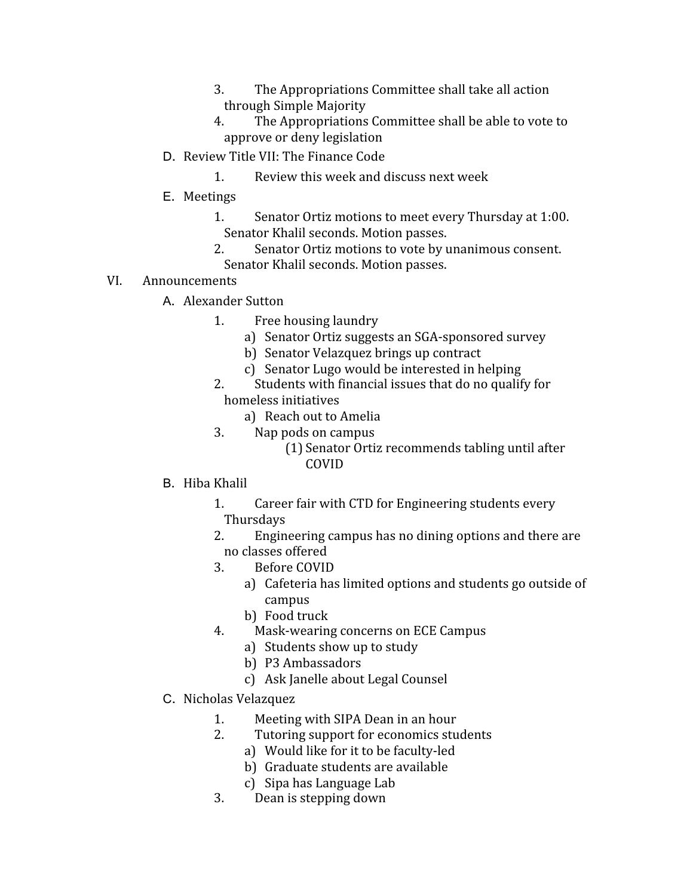3. The Appropriations Committee shall take all action through Simple Majority
4. The Appropriations Committee shall be able to vote to approve or deny legislation

D. Review Title VII: The Finance Code

1. Review this week and discuss next week

E. Meetings

1. Senator Ortiz motions to meet every Thursday at 1:00. Senator Khalil seconds. Motion passes.
2. Senator Ortiz motions to vote by unanimous consent. Senator Khalil seconds. Motion passes.

VI. Announcements

A. Alexander Sutton

1. Free housing laundry
    - a) Senator Ortiz suggests an SGA-sponsored survey
    - b) Senator Velazquez brings up contract
    - c) Senator Lugo would be interested in helping
2. Students with financial issues that do no qualify for homeless initiatives
    - a) Reach out to Amelia
3. Nap pods on campus
    - (1) Senator Ortiz recommends tabling until after COVID

B. Hiba Khalil

1. Career fair with CTD for Engineering students every Thursdays
2. Engineering campus has no dining options and there are no classes offered
3. Before COVID
    - a) Cafeteria has limited options and students go outside of campus
    - b) Food truck
4. Mask-wearing concerns on ECE Campus
    - a) Students show up to study
    - b) P3 Ambassadors
    - c) Ask Janelle about Legal Counsel

C. Nicholas Velazquez

1. Meeting with SIPA Dean in an hour
2. Tutoring support for economics students
    - a) Would like for it to be faculty-led
    - b) Graduate students are available
    - c) Sipa has Language Lab
3. Dean is stepping down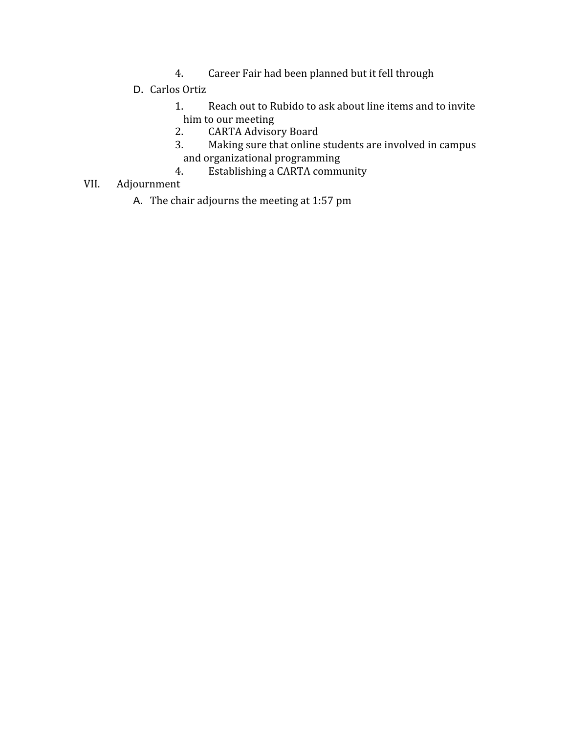4. Career Fair had been planned but it fell through

  D. Carlos Ortiz
    1. Reach out to Rubido to ask about line items and to invite him to our meeting
    2. CARTA Advisory Board
    3. Making sure that online students are involved in campus and organizational programming
    4. Establishing a CARTA community

VII. Adjournment
  A. The chair adjourns the meeting at 1:57 pm